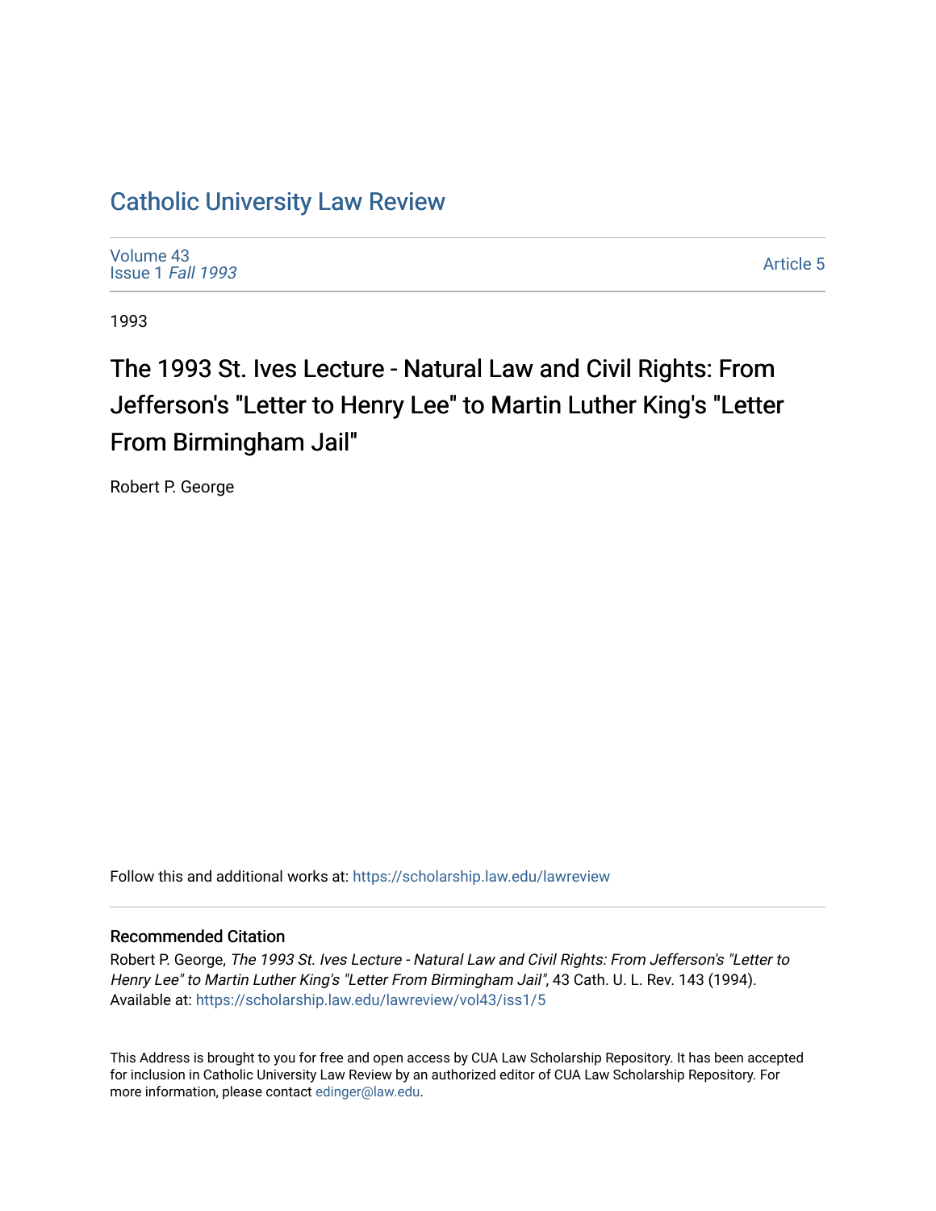# Catholic University Law Review

Volume 43
Issue 1 *Fall 1993*

Article 5

1993

## The 1993 St. Ives Lecture - Natural Law and Civil Rights: From Jefferson's "Letter to Henry Lee" to Martin Luther King's "Letter From Birmingham Jail"

Robert P. George

Follow this and additional works at: https://scholarship.law.edu/lawreview

### Recommended Citation

Robert P. George, *The 1993 St. Ives Lecture - Natural Law and Civil Rights: From Jefferson's "Letter to Henry Lee" to Martin Luther King's "Letter From Birmingham Jail"*, 43 Cath. U. L. Rev. 143 (1994).
Available at: https://scholarship.law.edu/lawreview/vol43/iss1/5

This Address is brought to you for free and open access by CUA Law Scholarship Repository. It has been accepted for inclusion in Catholic University Law Review by an authorized editor of CUA Law Scholarship Repository. For more information, please contact edinger@law.edu.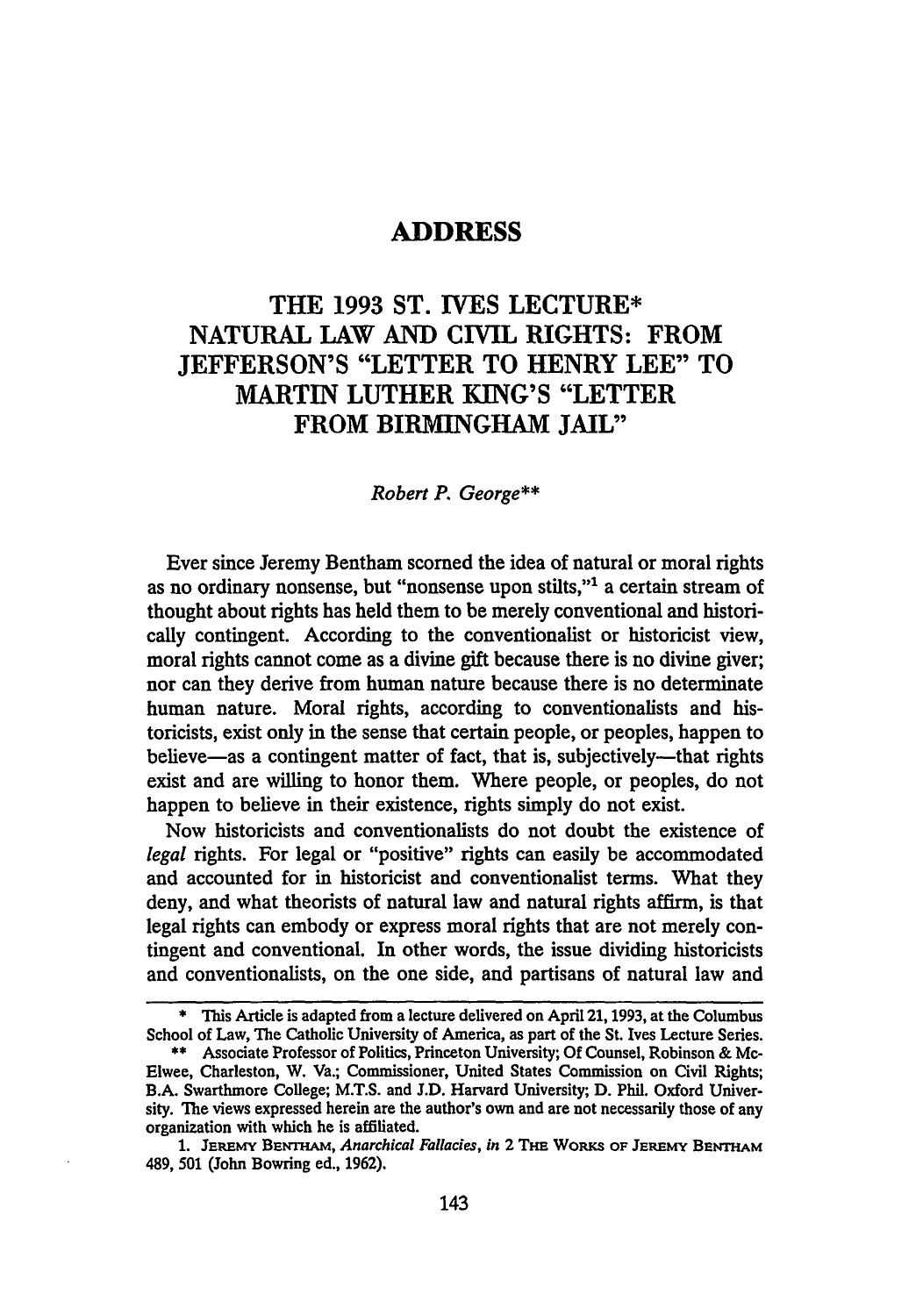# ADDRESS

## THE 1993 ST. IVES LECTURE* NATURAL LAW AND CIVIL RIGHTS: FROM JEFFERSON'S "LETTER TO HENRY LEE" TO MARTIN LUTHER KING'S "LETTER FROM BIRMINGHAM JAIL"

*Robert P. George***

Ever since Jeremy Bentham scorned the idea of natural or moral rights as no ordinary nonsense, but "nonsense upon stilts,"[1] a certain stream of thought about rights has held them to be merely conventional and historically contingent. According to the conventionalist or historicist view, moral rights cannot come as a divine gift because there is no divine giver; nor can they derive from human nature because there is no determinate human nature. Moral rights, according to conventionalists and historicists, exist only in the sense that certain people, or peoples, happen to believe—as a contingent matter of fact, that is, subjectively—that rights exist and are willing to honor them. Where people, or peoples, do not happen to believe in their existence, rights simply do not exist.

Now historicists and conventionalists do not doubt the existence of *legal* rights. For legal or "positive" rights can easily be accommodated and accounted for in historicist and conventionalist terms. What they deny, and what theorists of natural law and natural rights affirm, is that legal rights can embody or express moral rights that are not merely contingent and conventional. In other words, the issue dividing historicists and conventionalists, on the one side, and partisans of natural law and

---

\* This Article is adapted from a lecture delivered on April 21, 1993, at the Columbus School of Law, The Catholic University of America, as part of the St. Ives Lecture Series.

\*\* Associate Professor of Politics, Princeton University; Of Counsel, Robinson & McElwee, Charleston, W. Va.; Commissioner, United States Commission on Civil Rights; B.A. Swarthmore College; M.T.S. and J.D. Harvard University; D. Phil. Oxford University. The views expressed herein are the author's own and are not necessarily those of any organization with which he is affiliated.

1. JEREMY BENTHAM, *Anarchical Fallacies*, *in* 2 THE WORKS OF JEREMY BENTHAM 489, 501 (John Bowring ed., 1962).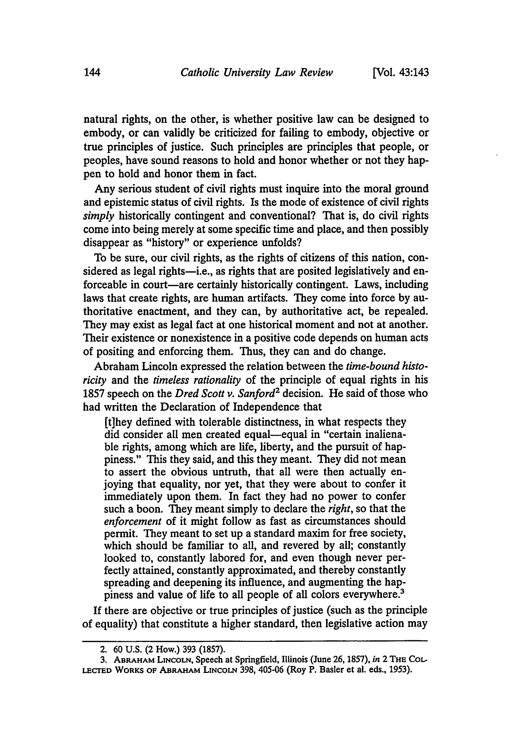natural rights, on the other, is whether positive law can be designed to embody, or can validly be criticized for failing to embody, objective or true principles of justice. Such principles are principles that people, or peoples, have sound reasons to hold and honor whether or not they happen to hold and honor them in fact.

Any serious student of civil rights must inquire into the moral ground and epistemic status of civil rights. Is the mode of existence of civil rights *simply* historically contingent and conventional? That is, do civil rights come into being merely at some specific time and place, and then possibly disappear as "history" or experience unfolds?

To be sure, our civil rights, as the rights of citizens of this nation, considered as legal rights—i.e., as rights that are posited legislatively and enforceable in court—are certainly historically contingent. Laws, including laws that create rights, are human artifacts. They come into force by authoritative enactment, and they can, by authoritative act, be repealed. They may exist as legal fact at one historical moment and not at another. Their existence or nonexistence in a positive code depends on human acts of positing and enforcing them. Thus, they can and do change.

Abraham Lincoln expressed the relation between the *time-bound historicity* and the *timeless rationality* of the principle of equal rights in his 1857 speech on the *Dred Scott v. Sanford*[2] decision. He said of those who had written the Declaration of Independence that

> [t]hey defined with tolerable distinctness, in what respects they did consider all men created equal—equal in "certain inalienable rights, among which are life, liberty, and the pursuit of happiness." This they said, and this they meant. They did not mean to assert the obvious untruth, that all were then actually enjoying that equality, nor yet, that they were about to confer it immediately upon them. In fact they had no power to confer such a boon. They meant simply to declare the *right*, so that the *enforcement* of it might follow as fast as circumstances should permit. They meant to set up a standard maxim for free society, which should be familiar to all, and revered by all; constantly looked to, constantly labored for, and even though never perfectly attained, constantly approximated, and thereby constantly spreading and deepening its influence, and augmenting the happiness and value of life to all people of all colors everywhere.[3]

If there are objective or true principles of justice (such as the principle of equality) that constitute a higher standard, then legislative action may

---

2. 60 U.S. (2 How.) 393 (1857).

3. ABRAHAM LINCOLN, Speech at Springfield, Illinois (June 26, 1857), *in* 2 THE COLLECTED WORKS OF ABRAHAM LINCOLN 398, 405-06 (Roy P. Basler et al. eds., 1953).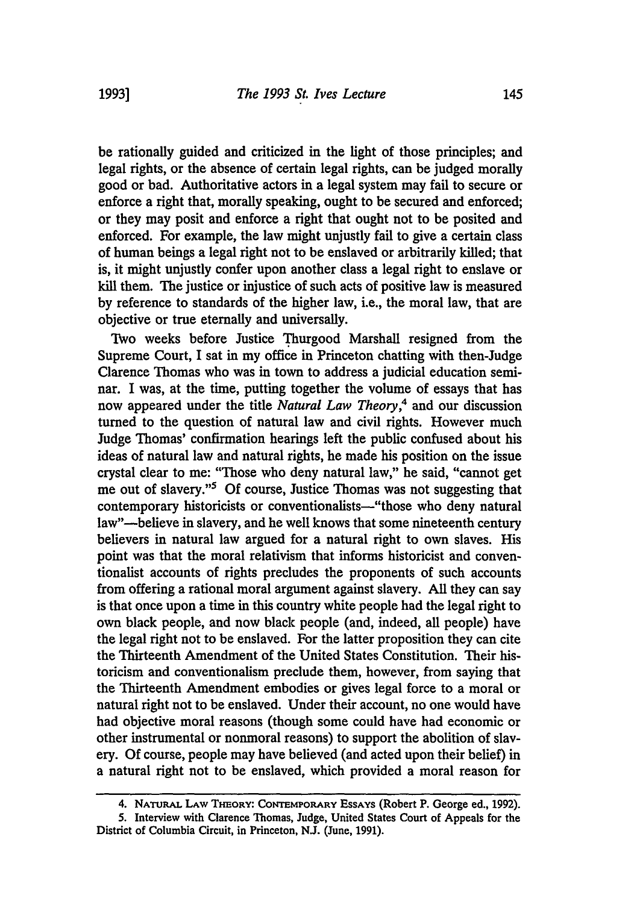be rationally guided and criticized in the light of those principles; and legal rights, or the absence of certain legal rights, can be judged morally good or bad. Authoritative actors in a legal system may fail to secure or enforce a right that, morally speaking, ought to be secured and enforced; or they may posit and enforce a right that ought not to be posited and enforced. For example, the law might unjustly fail to give a certain class of human beings a legal right not to be enslaved or arbitrarily killed; that is, it might unjustly confer upon another class a legal right to enslave or kill them. The justice or injustice of such acts of positive law is measured by reference to standards of the higher law, i.e., the moral law, that are objective or true eternally and universally.

Two weeks before Justice Thurgood Marshall resigned from the Supreme Court, I sat in my office in Princeton chatting with then-Judge Clarence Thomas who was in town to address a judicial education seminar. I was, at the time, putting together the volume of essays that has now appeared under the title *Natural Law Theory*,[4] and our discussion turned to the question of natural law and civil rights. However much Judge Thomas' confirmation hearings left the public confused about his ideas of natural law and natural rights, he made his position on the issue crystal clear to me: "Those who deny natural law," he said, "cannot get me out of slavery."[5] Of course, Justice Thomas was not suggesting that contemporary historicists or conventionalists—"those who deny natural law"—believe in slavery, and he well knows that some nineteenth century believers in natural law argued for a natural right to own slaves. His point was that the moral relativism that informs historicist and conventionalist accounts of rights precludes the proponents of such accounts from offering a rational moral argument against slavery. All they can say is that once upon a time in this country white people had the legal right to own black people, and now black people (and, indeed, all people) have the legal right not to be enslaved. For the latter proposition they can cite the Thirteenth Amendment of the United States Constitution. Their historicism and conventionalism preclude them, however, from saying that the Thirteenth Amendment embodies or gives legal force to a moral or natural right not to be enslaved. Under their account, no one would have had objective moral reasons (though some could have had economic or other instrumental or nonmoral reasons) to support the abolition of slavery. Of course, people may have believed (and acted upon their belief) in a natural right not to be enslaved, which provided a moral reason for

---

4. NATURAL LAW THEORY: CONTEMPORARY ESSAYS (Robert P. George ed., 1992).

5. Interview with Clarence Thomas, Judge, United States Court of Appeals for the District of Columbia Circuit, in Princeton, N.J. (June, 1991).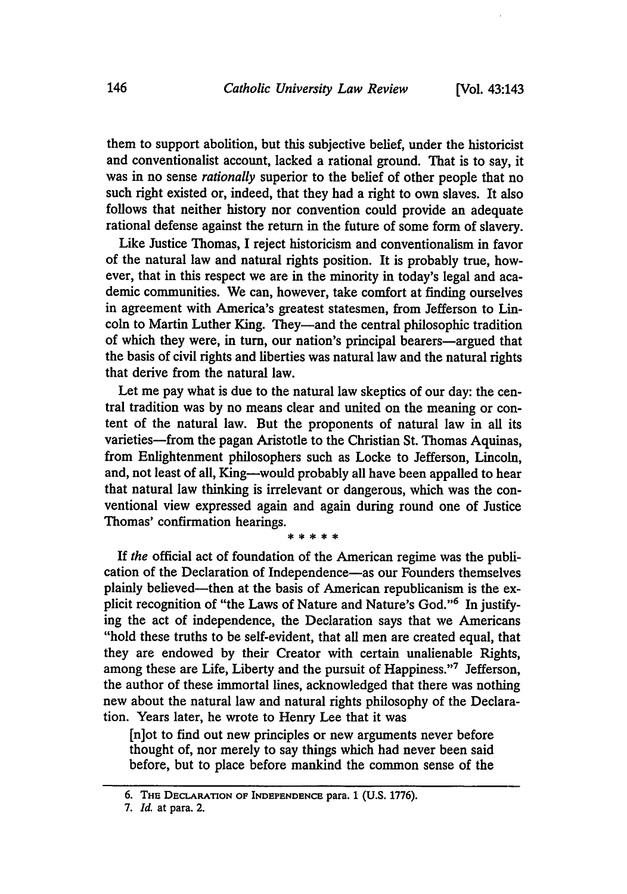them to support abolition, but this subjective belief, under the historicist and conventionalist account, lacked a rational ground. That is to say, it was in no sense *rationally* superior to the belief of other people that no such right existed or, indeed, that they had a right to own slaves. It also follows that neither history nor convention could provide an adequate rational defense against the return in the future of some form of slavery.

Like Justice Thomas, I reject historicism and conventionalism in favor of the natural law and natural rights position. It is probably true, however, that in this respect we are in the minority in today's legal and academic communities. We can, however, take comfort at finding ourselves in agreement with America's greatest statesmen, from Jefferson to Lincoln to Martin Luther King. They—and the central philosophic tradition of which they were, in turn, our nation's principal bearers—argued that the basis of civil rights and liberties was natural law and the natural rights that derive from the natural law.

Let me pay what is due to the natural law skeptics of our day: the central tradition was by no means clear and united on the meaning or content of the natural law. But the proponents of natural law in all its varieties—from the pagan Aristotle to the Christian St. Thomas Aquinas, from Enlightenment philosophers such as Locke to Jefferson, Lincoln, and, not least of all, King—would probably all have been appalled to hear that natural law thinking is irrelevant or dangerous, which was the conventional view expressed again and again during round one of Justice Thomas' confirmation hearings.

\* \* \* \* \*

If *the* official act of foundation of the American regime was the publication of the Declaration of Independence—as our Founders themselves plainly believed—then at the basis of American republicanism is the explicit recognition of "the Laws of Nature and Nature's God."[6] In justifying the act of independence, the Declaration says that we Americans "hold these truths to be self-evident, that all men are created equal, that they are endowed by their Creator with certain unalienable Rights, among these are Life, Liberty and the pursuit of Happiness."[7] Jefferson, the author of these immortal lines, acknowledged that there was nothing new about the natural law and natural rights philosophy of the Declaration. Years later, he wrote to Henry Lee that it was

> [n]ot to find out new principles or new arguments never before thought of, nor merely to say things which had never been said before, but to place before mankind the common sense of the

---

6. THE DECLARATION OF INDEPENDENCE para. 1 (U.S. 1776).

7. *Id.* at para. 2.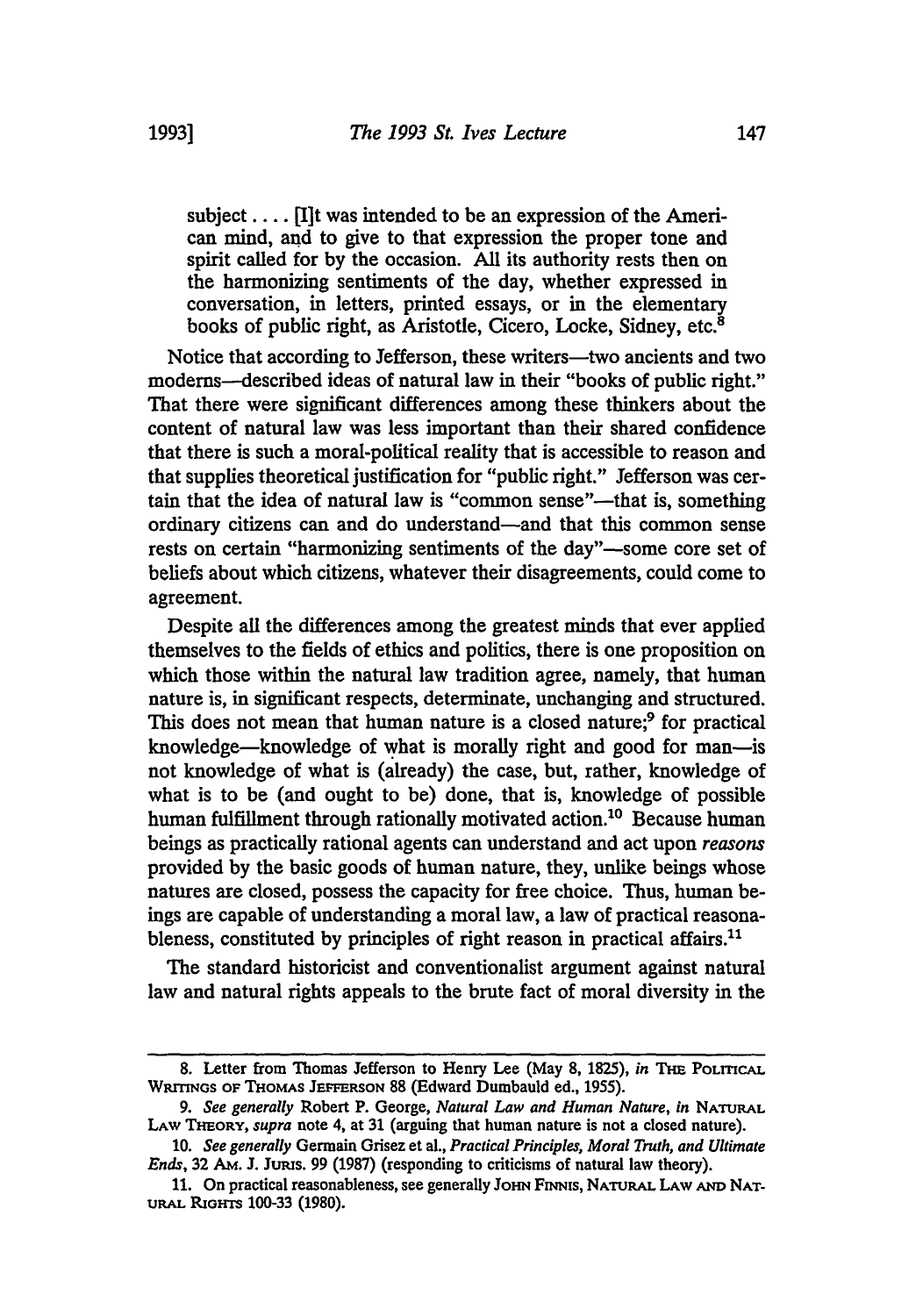> subject. . . . [I]t was intended to be an expression of the American mind, and to give to that expression the proper tone and spirit called for by the occasion. All its authority rests then on the harmonizing sentiments of the day, whether expressed in conversation, in letters, printed essays, or in the elementary books of public right, as Aristotle, Cicero, Locke, Sidney, etc.[8]

Notice that according to Jefferson, these writers—two ancients and two moderns—described ideas of natural law in their "books of public right." That there were significant differences among these thinkers about the content of natural law was less important than their shared confidence that there is such a moral-political reality that is accessible to reason and that supplies theoretical justification for "public right." Jefferson was certain that the idea of natural law is "common sense"—that is, something ordinary citizens can and do understand—and that this common sense rests on certain "harmonizing sentiments of the day"—some core set of beliefs about which citizens, whatever their disagreements, could come to agreement.

Despite all the differences among the greatest minds that ever applied themselves to the fields of ethics and politics, there is one proposition on which those within the natural law tradition agree, namely, that human nature is, in significant respects, determinate, unchanging and structured. This does not mean that human nature is a closed nature;[9] for practical knowledge—knowledge of what is morally right and good for man—is not knowledge of what is (already) the case, but, rather, knowledge of what is to be (and ought to be) done, that is, knowledge of possible human fulfillment through rationally motivated action.[10] Because human beings as practically rational agents can understand and act upon *reasons* provided by the basic goods of human nature, they, unlike beings whose natures are closed, possess the capacity for free choice. Thus, human beings are capable of understanding a moral law, a law of practical reasonableness, constituted by principles of right reason in practical affairs.[11]

The standard historicist and conventionalist argument against natural law and natural rights appeals to the brute fact of moral diversity in the

---

8. Letter from Thomas Jefferson to Henry Lee (May 8, 1825), *in* THE POLITICAL WRITINGS OF THOMAS JEFFERSON 88 (Edward Dumbauld ed., 1955).

9. *See generally* Robert P. George, *Natural Law and Human Nature*, *in* NATURAL LAW THEORY, *supra* note 4, at 31 (arguing that human nature is not a closed nature).

10. *See generally* Germain Grisez et al., *Practical Principles, Moral Truth, and Ultimate Ends*, 32 AM. J. JURIS. 99 (1987) (responding to criticisms of natural law theory).

11. On practical reasonableness, see generally JOHN FINNIS, NATURAL LAW AND NATURAL RIGHTS 100-33 (1980).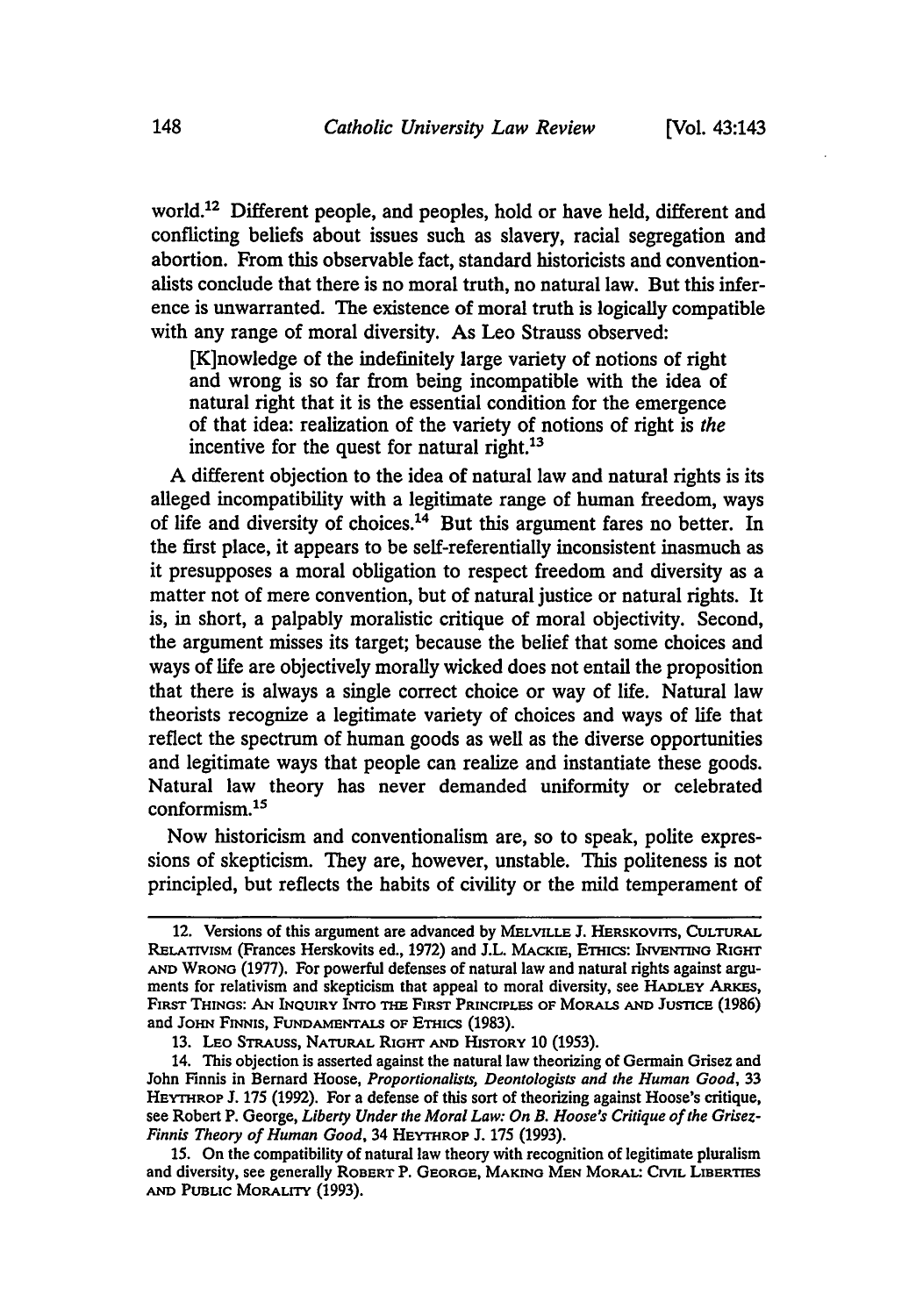world.[12] Different people, and peoples, hold or have held, different and conflicting beliefs about issues such as slavery, racial segregation and abortion. From this observable fact, standard historicists and conventionalists conclude that there is no moral truth, no natural law. But this inference is unwarranted. The existence of moral truth is logically compatible with any range of moral diversity. As Leo Strauss observed:

> [K]nowledge of the indefinitely large variety of notions of right and wrong is so far from being incompatible with the idea of natural right that it is the essential condition for the emergence of that idea: realization of the variety of notions of right is *the* incentive for the quest for natural right.[13]

A different objection to the idea of natural law and natural rights is its alleged incompatibility with a legitimate range of human freedom, ways of life and diversity of choices.[14] But this argument fares no better. In the first place, it appears to be self-referentially inconsistent inasmuch as it presupposes a moral obligation to respect freedom and diversity as a matter not of mere convention, but of natural justice or natural rights. It is, in short, a palpably moralistic critique of moral objectivity. Second, the argument misses its target; because the belief that some choices and ways of life are objectively morally wicked does not entail the proposition that there is always a single correct choice or way of life. Natural law theorists recognize a legitimate variety of choices and ways of life that reflect the spectrum of human goods as well as the diverse opportunities and legitimate ways that people can realize and instantiate these goods. Natural law theory has never demanded uniformity or celebrated conformism.[15]

Now historicism and conventionalism are, so to speak, polite expressions of skepticism. They are, however, unstable. This politeness is not principled, but reflects the habits of civility or the mild temperament of

---

12. Versions of this argument are advanced by MELVILLE J. HERSKOVITS, CULTURAL RELATIVISM (Frances Herskovits ed., 1972) and J.L. MACKIE, ETHICS: INVENTING RIGHT AND WRONG (1977). For powerful defenses of natural law and natural rights against arguments for relativism and skepticism that appeal to moral diversity, see HADLEY ARKES, FIRST THINGS: AN INQUIRY INTO THE FIRST PRINCIPLES OF MORALS AND JUSTICE (1986) and JOHN FINNIS, FUNDAMENTALS OF ETHICS (1983).

13. LEO STRAUSS, NATURAL RIGHT AND HISTORY 10 (1953).

14. This objection is asserted against the natural law theorizing of Germain Grisez and John Finnis in Bernard Hoose, *Proportionalists, Deontologists and the Human Good*, 33 HEYTHROP J. 175 (1992). For a defense of this sort of theorizing against Hoose's critique, see Robert P. George, *Liberty Under the Moral Law: On B. Hoose's Critique of the Grisez-Finnis Theory of Human Good*, 34 HEYTHROP J. 175 (1993).

15. On the compatibility of natural law theory with recognition of legitimate pluralism and diversity, see generally ROBERT P. GEORGE, MAKING MEN MORAL: CIVIL LIBERTIES AND PUBLIC MORALITY (1993).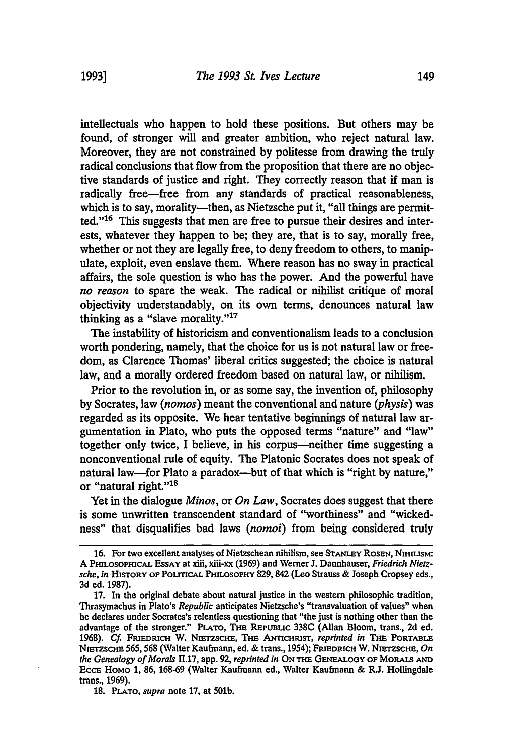intellectuals who happen to hold these positions. But others may be found, of stronger will and greater ambition, who reject natural law. Moreover, they are not constrained by politesse from drawing the truly radical conclusions that flow from the proposition that there are no objective standards of justice and right. They correctly reason that if man is radically free—free from any standards of practical reasonableness, which is to say, morality—then, as Nietzsche put it, "all things are permitted."[16] This suggests that men are free to pursue their desires and interests, whatever they happen to be; they are, that is to say, morally free, whether or not they are legally free, to deny freedom to others, to manipulate, exploit, even enslave them. Where reason has no sway in practical affairs, the sole question is who has the power. And the powerful have *no reason* to spare the weak. The radical or nihilist critique of moral objectivity understandably, on its own terms, denounces natural law thinking as a "slave morality."[17]

The instability of historicism and conventionalism leads to a conclusion worth pondering, namely, that the choice for us is not natural law or freedom, as Clarence Thomas' liberal critics suggested; the choice is natural law, and a morally ordered freedom based on natural law, or nihilism.

Prior to the revolution in, or as some say, the invention of, philosophy by Socrates, law (*nomos*) meant the conventional and nature (*physis*) was regarded as its opposite. We hear tentative beginnings of natural law argumentation in Plato, who puts the opposed terms "nature" and "law" together only twice, I believe, in his corpus—neither time suggesting a nonconventional rule of equity. The Platonic Socrates does not speak of natural law—for Plato a paradox—but of that which is "right by nature," or "natural right."[18]

Yet in the dialogue *Minos*, or *On Law*, Socrates does suggest that there is some unwritten transcendent standard of "worthiness" and "wickedness" that disqualifies bad laws (*nomoi*) from being considered truly

---

16. For two excellent analyses of Nietzschean nihilism, see STANLEY ROSEN, NIHILISM: A PHILOSOPHICAL ESSAY at xiii, xiii-xx (1969) and Werner J. Dannhauser, *Friedrich Nietzsche*, *in* HISTORY OF POLITICAL PHILOSOPHY 829, 842 (Leo Strauss & Joseph Cropsey eds., 3d ed. 1987).

17. In the original debate about natural justice in the western philosophic tradition, Thrasymachus in Plato's *Republic* anticipates Nietzsche's "transvaluation of values" when he declares under Socrates's relentless questioning that "the just is nothing other than the advantage of the stronger." PLATO, THE REPUBLIC 338C (Allan Bloom, trans., 2d ed. 1968). *Cf.* FRIEDRICH W. NIETZSCHE, THE ANTICHRIST, *reprinted in* THE PORTABLE NIETZSCHE 565, 568 (Walter Kaufmann, ed. & trans., 1954); FRIEDRICH W. NIETZSCHE, *On the Genealogy of Morals* II.17, app. 92, *reprinted in* ON THE GENEALOGY OF MORALS AND ECCE HOMO 1, 86, 168-69 (Walter Kaufmann ed., Walter Kaufmann & R.J. Hollingdale trans., 1969).

18. PLATO, *supra* note 17, at 501b.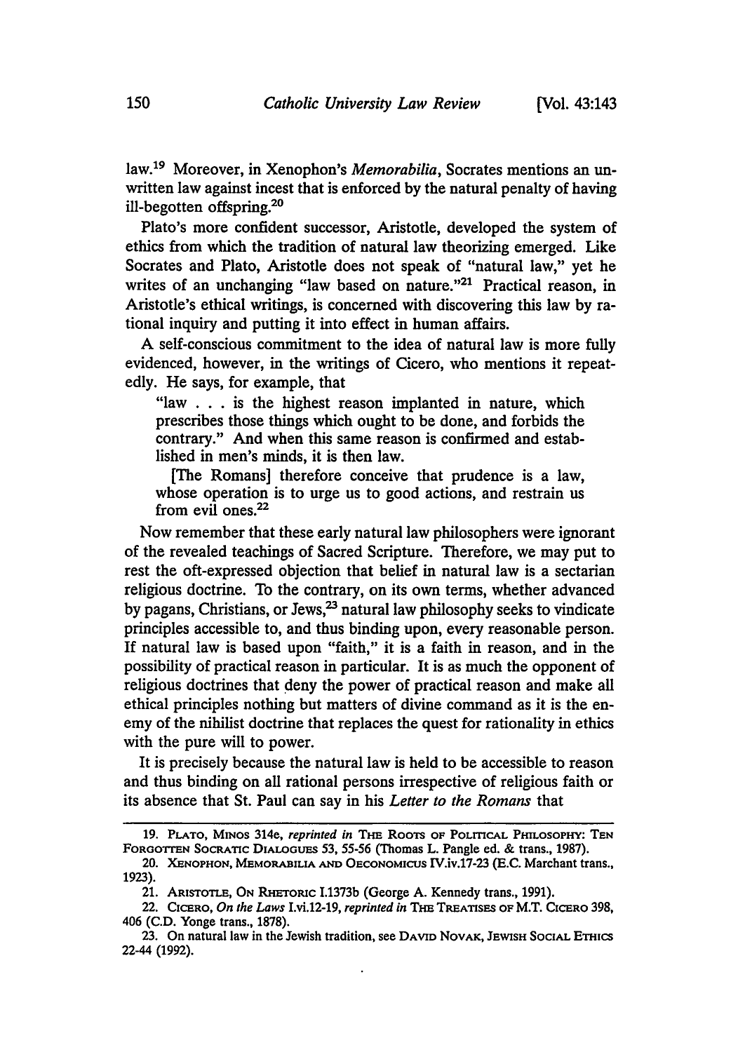law.[19] Moreover, in Xenophon's *Memorabilia*, Socrates mentions an unwritten law against incest that is enforced by the natural penalty of having ill-begotten offspring.[20]

Plato's more confident successor, Aristotle, developed the system of ethics from which the tradition of natural law theorizing emerged. Like Socrates and Plato, Aristotle does not speak of "natural law," yet he writes of an unchanging "law based on nature."[21] Practical reason, in Aristotle's ethical writings, is concerned with discovering this law by rational inquiry and putting it into effect in human affairs.

A self-conscious commitment to the idea of natural law is more fully evidenced, however, in the writings of Cicero, who mentions it repeatedly. He says, for example, that

> "law . . . is the highest reason implanted in nature, which prescribes those things which ought to be done, and forbids the contrary." And when this same reason is confirmed and established in men's minds, it is then law.
>
> [The Romans] therefore conceive that prudence is a law, whose operation is to urge us to good actions, and restrain us from evil ones.[22]

Now remember that these early natural law philosophers were ignorant of the revealed teachings of Sacred Scripture. Therefore, we may put to rest the oft-expressed objection that belief in natural law is a sectarian religious doctrine. To the contrary, on its own terms, whether advanced by pagans, Christians, or Jews,[23] natural law philosophy seeks to vindicate principles accessible to, and thus binding upon, every reasonable person. If natural law is based upon "faith," it is a faith in reason, and in the possibility of practical reason in particular. It is as much the opponent of religious doctrines that deny the power of practical reason and make all ethical principles nothing but matters of divine command as it is the enemy of the nihilist doctrine that replaces the quest for rationality in ethics with the pure will to power.

It is precisely because the natural law is held to be accessible to reason and thus binding on all rational persons irrespective of religious faith or its absence that St. Paul can say in his *Letter to the Romans* that

---

19. Plato, Minos 314e, *reprinted in* The Roots of Political Philosophy: Ten Forgotten Socratic Dialogues 53, 55-56 (Thomas L. Pangle ed. & trans., 1987).

20. Xenophon, Memorabilia and Oeconomicus IV.iv.17-23 (E.C. Marchant trans., 1923).

21. Aristotle, On Rhetoric I.1373b (George A. Kennedy trans., 1991).

22. Cicero, *On the Laws* I.vi.12-19, *reprinted in* The Treatises of M.T. Cicero 398, 406 (C.D. Yonge trans., 1878).

23. On natural law in the Jewish tradition, see David Novak, Jewish Social Ethics 22-44 (1992).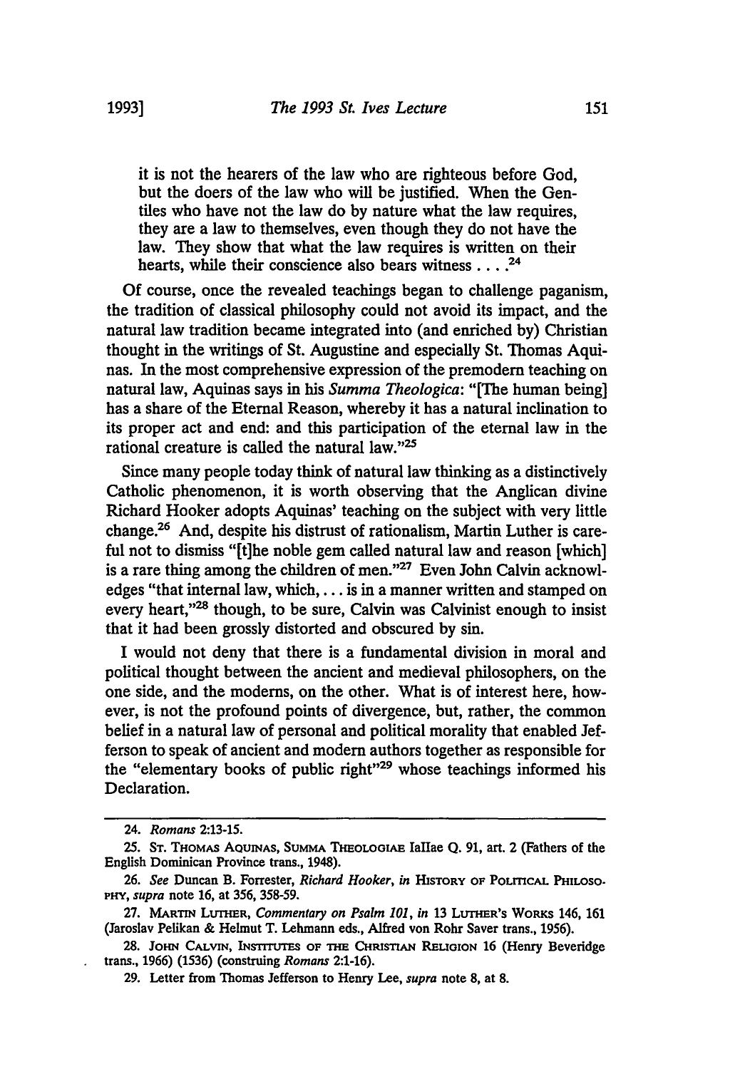> it is not the hearers of the law who are righteous before God, but the doers of the law who will be justified. When the Gentiles who have not the law do by nature what the law requires, they are a law to themselves, even though they do not have the law. They show that what the law requires is written on their hearts, while their conscience also bears witness . . . .[24]

Of course, once the revealed teachings began to challenge paganism, the tradition of classical philosophy could not avoid its impact, and the natural law tradition became integrated into (and enriched by) Christian thought in the writings of St. Augustine and especially St. Thomas Aquinas. In the most comprehensive expression of the premodern teaching on natural law, Aquinas says in his *Summa Theologica*: "[The human being] has a share of the Eternal Reason, whereby it has a natural inclination to its proper act and end: and this participation of the eternal law in the rational creature is called the natural law."[25]

Since many people today think of natural law thinking as a distinctively Catholic phenomenon, it is worth observing that the Anglican divine Richard Hooker adopts Aquinas' teaching on the subject with very little change.[26] And, despite his distrust of rationalism, Martin Luther is careful not to dismiss "[t]he noble gem called natural law and reason [which] is a rare thing among the children of men."[27] Even John Calvin acknowledges "that internal law, which, . . . is in a manner written and stamped on every heart,"[28] though, to be sure, Calvin was Calvinist enough to insist that it had been grossly distorted and obscured by sin.

I would not deny that there is a fundamental division in moral and political thought between the ancient and medieval philosophers, on the one side, and the moderns, on the other. What is of interest here, however, is not the profound points of divergence, but, rather, the common belief in a natural law of personal and political morality that enabled Jefferson to speak of ancient and modern authors together as responsible for the "elementary books of public right"[29] whose teachings informed his Declaration.

---

24. *Romans* 2:13-15.

25. St. Thomas Aquinas, Summa Theologiae IaIIae Q. 91, art. 2 (Fathers of the English Dominican Province trans., 1948).

26. *See* Duncan B. Forrester, *Richard Hooker*, *in* History of Political Philosophy, *supra* note 16, at 356, 358-59.

27. Martin Luther, *Commentary on Psalm 101*, *in* 13 Luther's Works 146, 161 (Jaroslav Pelikan & Helmut T. Lehmann eds., Alfred von Rohr Saver trans., 1956).

28. John Calvin, Institutes of the Christian Religion 16 (Henry Beveridge trans., 1966) (1536) (construing *Romans* 2:1-16).

29. Letter from Thomas Jefferson to Henry Lee, *supra* note 8, at 8.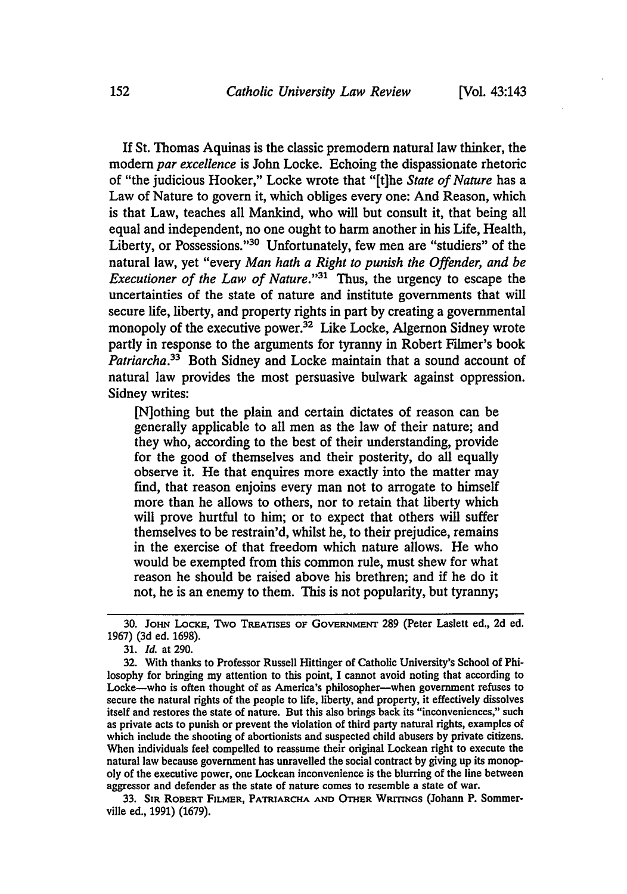If St. Thomas Aquinas is the classic premodern natural law thinker, the modern *par excellence* is John Locke. Echoing the dispassionate rhetoric of "the judicious Hooker," Locke wrote that "[t]he *State of Nature* has a Law of Nature to govern it, which obliges every one: And Reason, which is that Law, teaches all Mankind, who will but consult it, that being all equal and independent, no one ought to harm another in his Life, Health, Liberty, or Possessions."[30] Unfortunately, few men are "studiers" of the natural law, yet "every *Man hath a Right to punish the Offender, and be Executioner of the Law of Nature.*"[31] Thus, the urgency to escape the uncertainties of the state of nature and institute governments that will secure life, liberty, and property rights in part by creating a governmental monopoly of the executive power.[32] Like Locke, Algernon Sidney wrote partly in response to the arguments for tyranny in Robert Filmer's book *Patriarcha*.[33] Both Sidney and Locke maintain that a sound account of natural law provides the most persuasive bulwark against oppression. Sidney writes:

> [N]othing but the plain and certain dictates of reason can be generally applicable to all men as the law of their nature; and they who, according to the best of their understanding, provide for the good of themselves and their posterity, do all equally observe it. He that enquires more exactly into the matter may find, that reason enjoins every man not to arrogate to himself more than he allows to others, nor to retain that liberty which will prove hurtful to him; or to expect that others will suffer themselves to be restrain'd, whilst he, to their prejudice, remains in the exercise of that freedom which nature allows. He who would be exempted from this common rule, must shew for what reason he should be raised above his brethren; and if he do it not, he is an enemy to them. This is not popularity, but tyranny;

---

30. JOHN LOCKE, TWO TREATISES OF GOVERNMENT 289 (Peter Laslett ed., 2d ed. 1967) (3d ed. 1698).

31. *Id.* at 290.

32. With thanks to Professor Russell Hittinger of Catholic University's School of Philosophy for bringing my attention to this point, I cannot avoid noting that according to Locke—who is often thought of as America's philosopher—when government refuses to secure the natural rights of the people to life, liberty, and property, it effectively dissolves itself and restores the state of nature. But this also brings back its "inconveniences," such as private acts to punish or prevent the violation of third party natural rights, examples of which include the shooting of abortionists and suspected child abusers by private citizens. When individuals feel compelled to reassume their original Lockean right to execute the natural law because government has unravelled the social contract by giving up its monopoly of the executive power, one Lockean inconvenience is the blurring of the line between aggressor and defender as the state of nature comes to resemble a state of war.

33. SIR ROBERT FILMER, PATRIARCHA AND OTHER WRITINGS (Johann P. Sommerville ed., 1991) (1679).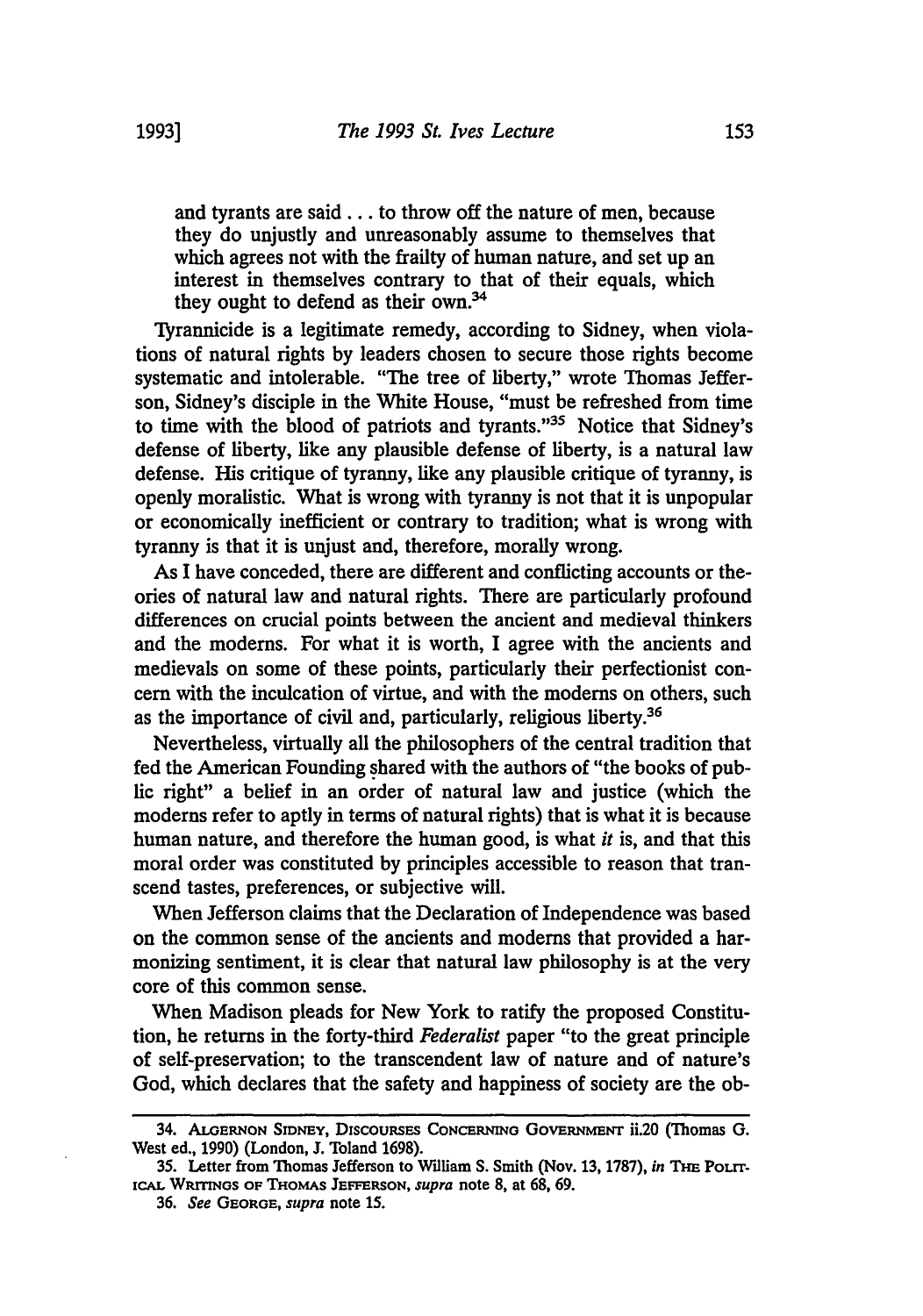> and tyrants are said . . . to throw off the nature of men, because they do unjustly and unreasonably assume to themselves that which agrees not with the frailty of human nature, and set up an interest in themselves contrary to that of their equals, which they ought to defend as their own.[34]

Tyrannicide is a legitimate remedy, according to Sidney, when violations of natural rights by leaders chosen to secure those rights become systematic and intolerable. "The tree of liberty," wrote Thomas Jefferson, Sidney's disciple in the White House, "must be refreshed from time to time with the blood of patriots and tyrants."[35] Notice that Sidney's defense of liberty, like any plausible defense of liberty, is a natural law defense. His critique of tyranny, like any plausible critique of tyranny, is openly moralistic. What is wrong with tyranny is not that it is unpopular or economically inefficient or contrary to tradition; what is wrong with tyranny is that it is unjust and, therefore, morally wrong.

As I have conceded, there are different and conflicting accounts or theories of natural law and natural rights. There are particularly profound differences on crucial points between the ancient and medieval thinkers and the moderns. For what it is worth, I agree with the ancients and medievals on some of these points, particularly their perfectionist concern with the inculcation of virtue, and with the moderns on others, such as the importance of civil and, particularly, religious liberty.[36]

Nevertheless, virtually all the philosophers of the central tradition that fed the American Founding shared with the authors of "the books of public right" a belief in an order of natural law and justice (which the moderns refer to aptly in terms of natural rights) that is what it is because human nature, and therefore the human good, is what *it* is, and that this moral order was constituted by principles accessible to reason that transcend tastes, preferences, or subjective will.

When Jefferson claims that the Declaration of Independence was based on the common sense of the ancients and moderns that provided a harmonizing sentiment, it is clear that natural law philosophy is at the very core of this common sense.

When Madison pleads for New York to ratify the proposed Constitution, he returns in the forty-third *Federalist* paper "to the great principle of self-preservation; to the transcendent law of nature and of nature's God, which declares that the safety and happiness of society are the ob-

---

34. ALGERNON SIDNEY, DISCOURSES CONCERNING GOVERNMENT ii.20 (Thomas G. West ed., 1990) (London, J. Toland 1698).

35. Letter from Thomas Jefferson to William S. Smith (Nov. 13, 1787), *in* THE POLITICAL WRITINGS OF THOMAS JEFFERSON, *supra* note 8, at 68, 69.

36. *See* GEORGE, *supra* note 15.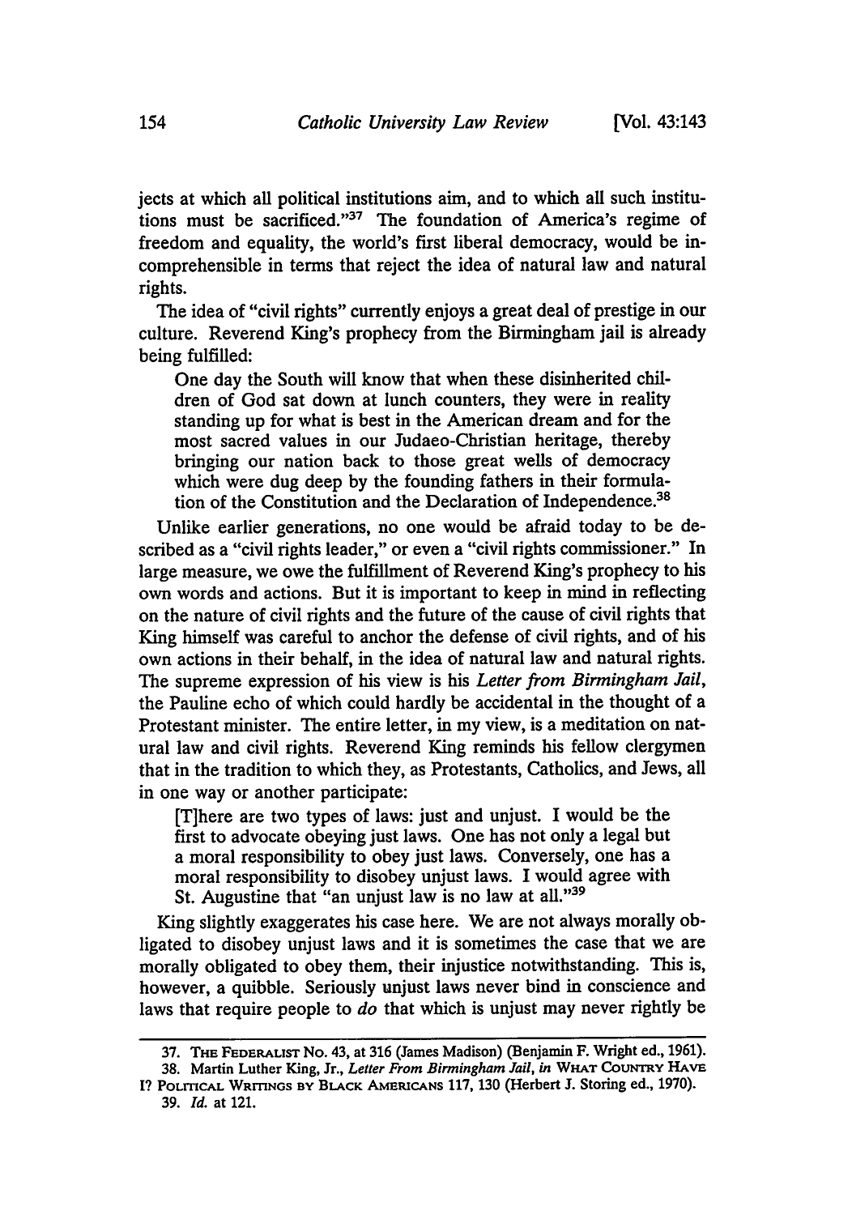jects at which all political institutions aim, and to which all such institutions must be sacrificed."[37] The foundation of America's regime of freedom and equality, the world's first liberal democracy, would be incomprehensible in terms that reject the idea of natural law and natural rights.

The idea of "civil rights" currently enjoys a great deal of prestige in our culture. Reverend King's prophecy from the Birmingham jail is already being fulfilled:

> One day the South will know that when these disinherited children of God sat down at lunch counters, they were in reality standing up for what is best in the American dream and for the most sacred values in our Judaeo-Christian heritage, thereby bringing our nation back to those great wells of democracy which were dug deep by the founding fathers in their formulation of the Constitution and the Declaration of Independence.[38]

Unlike earlier generations, no one would be afraid today to be described as a "civil rights leader," or even a "civil rights commissioner." In large measure, we owe the fulfillment of Reverend King's prophecy to his own words and actions. But it is important to keep in mind in reflecting on the nature of civil rights and the future of the cause of civil rights that King himself was careful to anchor the defense of civil rights, and of his own actions in their behalf, in the idea of natural law and natural rights. The supreme expression of his view is his *Letter from Birmingham Jail*, the Pauline echo of which could hardly be accidental in the thought of a Protestant minister. The entire letter, in my view, is a meditation on natural law and civil rights. Reverend King reminds his fellow clergymen that in the tradition to which they, as Protestants, Catholics, and Jews, all in one way or another participate:

> [T]here are two types of laws: just and unjust. I would be the first to advocate obeying just laws. One has not only a legal but a moral responsibility to obey just laws. Conversely, one has a moral responsibility to disobey unjust laws. I would agree with St. Augustine that "an unjust law is no law at all."[39]

King slightly exaggerates his case here. We are not always morally obligated to disobey unjust laws and it is sometimes the case that we are morally obligated to obey them, their injustice notwithstanding. This is, however, a quibble. Seriously unjust laws never bind in conscience and laws that require people to *do* that which is unjust may never rightly be

---

37. THE FEDERALIST No. 43, at 316 (James Madison) (Benjamin F. Wright ed., 1961).

38. Martin Luther King, Jr., *Letter From Birmingham Jail*, *in* WHAT COUNTRY HAVE I? POLITICAL WRITINGS BY BLACK AMERICANS 117, 130 (Herbert J. Storing ed., 1970).

39. *Id.* at 121.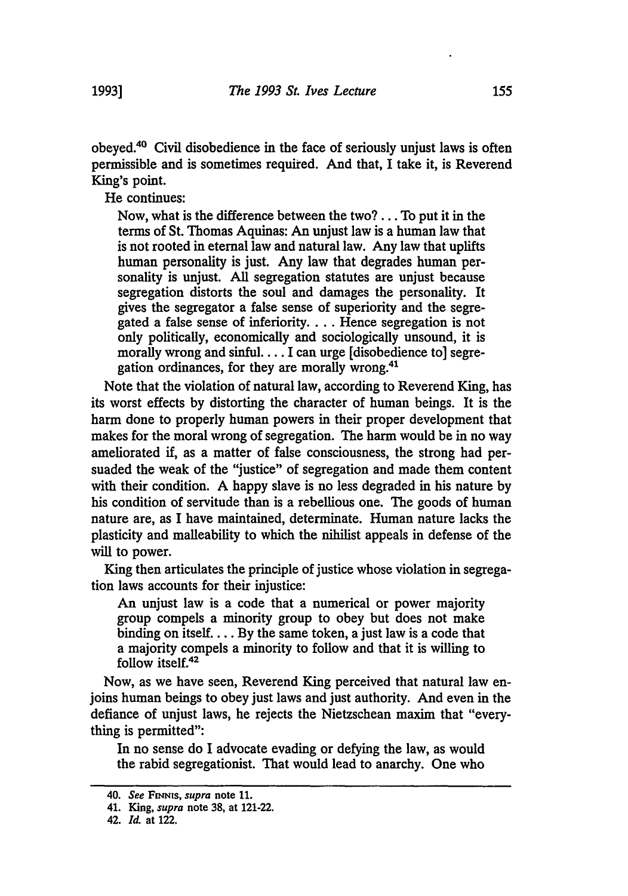obeyed.[40] Civil disobedience in the face of seriously unjust laws is often permissible and is sometimes required. And that, I take it, is Reverend King's point.

He continues:

> Now, what is the difference between the two? . . . To put it in the terms of St. Thomas Aquinas: An unjust law is a human law that is not rooted in eternal law and natural law. Any law that uplifts human personality is just. Any law that degrades human personality is unjust. All segregation statutes are unjust because segregation distorts the soul and damages the personality. It gives the segregator a false sense of superiority and the segregated a false sense of inferiority. . . . Hence segregation is not only politically, economically and sociologically unsound, it is morally wrong and sinful. . . . I can urge [disobedience to] segregation ordinances, for they are morally wrong.[41]

Note that the violation of natural law, according to Reverend King, has its worst effects by distorting the character of human beings. It is the harm done to properly human powers in their proper development that makes for the moral wrong of segregation. The harm would be in no way ameliorated if, as a matter of false consciousness, the strong had persuaded the weak of the "justice" of segregation and made them content with their condition. A happy slave is no less degraded in his nature by his condition of servitude than is a rebellious one. The goods of human nature are, as I have maintained, determinate. Human nature lacks the plasticity and malleability to which the nihilist appeals in defense of the will to power.

King then articulates the principle of justice whose violation in segregation laws accounts for their injustice:

> An unjust law is a code that a numerical or power majority group compels a minority group to obey but does not make binding on itself. . . . By the same token, a just law is a code that a majority compels a minority to follow and that it is willing to follow itself.[42]

Now, as we have seen, Reverend King perceived that natural law enjoins human beings to obey just laws and just authority. And even in the defiance of unjust laws, he rejects the Nietzschean maxim that "everything is permitted":

> In no sense do I advocate evading or defying the law, as would the rabid segregationist. That would lead to anarchy. One who

---

40. *See* FINNIS, *supra* note 11.

41. King, *supra* note 38, at 121-22.

42. *Id.* at 122.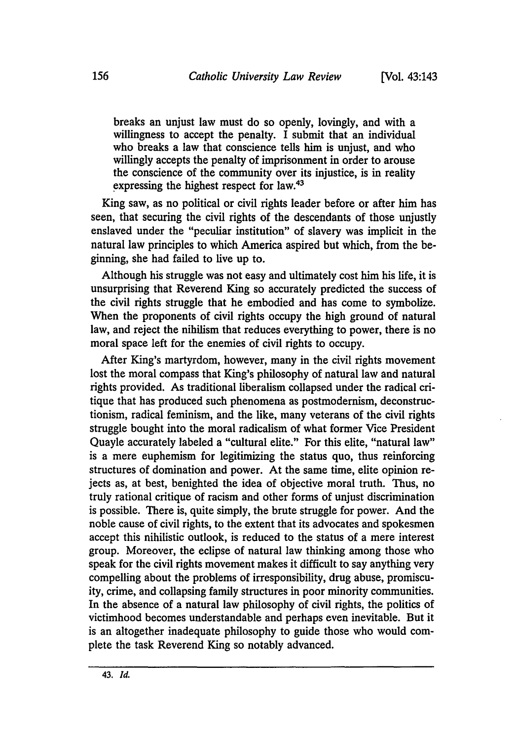> breaks an unjust law must do so openly, lovingly, and with a willingness to accept the penalty. I submit that an individual who breaks a law that conscience tells him is unjust, and who willingly accepts the penalty of imprisonment in order to arouse the conscience of the community over its injustice, is in reality expressing the highest respect for law.[43]

King saw, as no political or civil rights leader before or after him has seen, that securing the civil rights of the descendants of those unjustly enslaved under the "peculiar institution" of slavery was implicit in the natural law principles to which America aspired but which, from the beginning, she had failed to live up to.

Although his struggle was not easy and ultimately cost him his life, it is unsurprising that Reverend King so accurately predicted the success of the civil rights struggle that he embodied and has come to symbolize. When the proponents of civil rights occupy the high ground of natural law, and reject the nihilism that reduces everything to power, there is no moral space left for the enemies of civil rights to occupy.

After King's martyrdom, however, many in the civil rights movement lost the moral compass that King's philosophy of natural law and natural rights provided. As traditional liberalism collapsed under the radical critique that has produced such phenomena as postmodernism, deconstructionism, radical feminism, and the like, many veterans of the civil rights struggle bought into the moral radicalism of what former Vice President Quayle accurately labeled a "cultural elite." For this elite, "natural law" is a mere euphemism for legitimizing the status quo, thus reinforcing structures of domination and power. At the same time, elite opinion rejects as, at best, benighted the idea of objective moral truth. Thus, no truly rational critique of racism and other forms of unjust discrimination is possible. There is, quite simply, the brute struggle for power. And the noble cause of civil rights, to the extent that its advocates and spokesmen accept this nihilistic outlook, is reduced to the status of a mere interest group. Moreover, the eclipse of natural law thinking among those who speak for the civil rights movement makes it difficult to say anything very compelling about the problems of irresponsibility, drug abuse, promiscuity, crime, and collapsing family structures in poor minority communities. In the absence of a natural law philosophy of civil rights, the politics of victimhood becomes understandable and perhaps even inevitable. But it is an altogether inadequate philosophy to guide those who would complete the task Reverend King so notably advanced.

---

43. *Id.*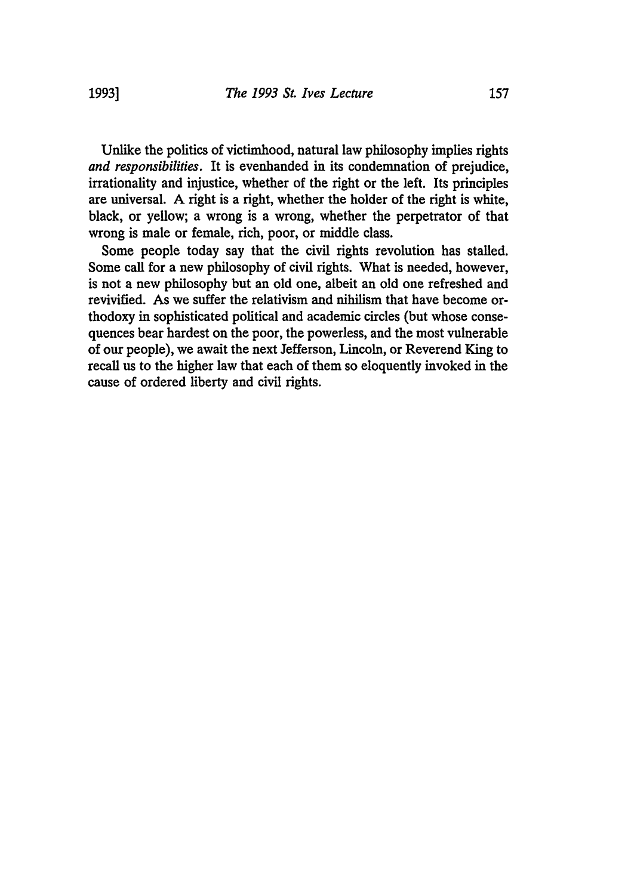Unlike the politics of victimhood, natural law philosophy implies rights *and responsibilities*. It is evenhanded in its condemnation of prejudice, irrationality and injustice, whether of the right or the left. Its principles are universal. A right is a right, whether the holder of the right is white, black, or yellow; a wrong is a wrong, whether the perpetrator of that wrong is male or female, rich, poor, or middle class.

Some people today say that the civil rights revolution has stalled. Some call for a new philosophy of civil rights. What is needed, however, is not a new philosophy but an old one, albeit an old one refreshed and revivified. As we suffer the relativism and nihilism that have become orthodoxy in sophisticated political and academic circles (but whose consequences bear hardest on the poor, the powerless, and the most vulnerable of our people), we await the next Jefferson, Lincoln, or Reverend King to recall us to the higher law that each of them so eloquently invoked in the cause of ordered liberty and civil rights.